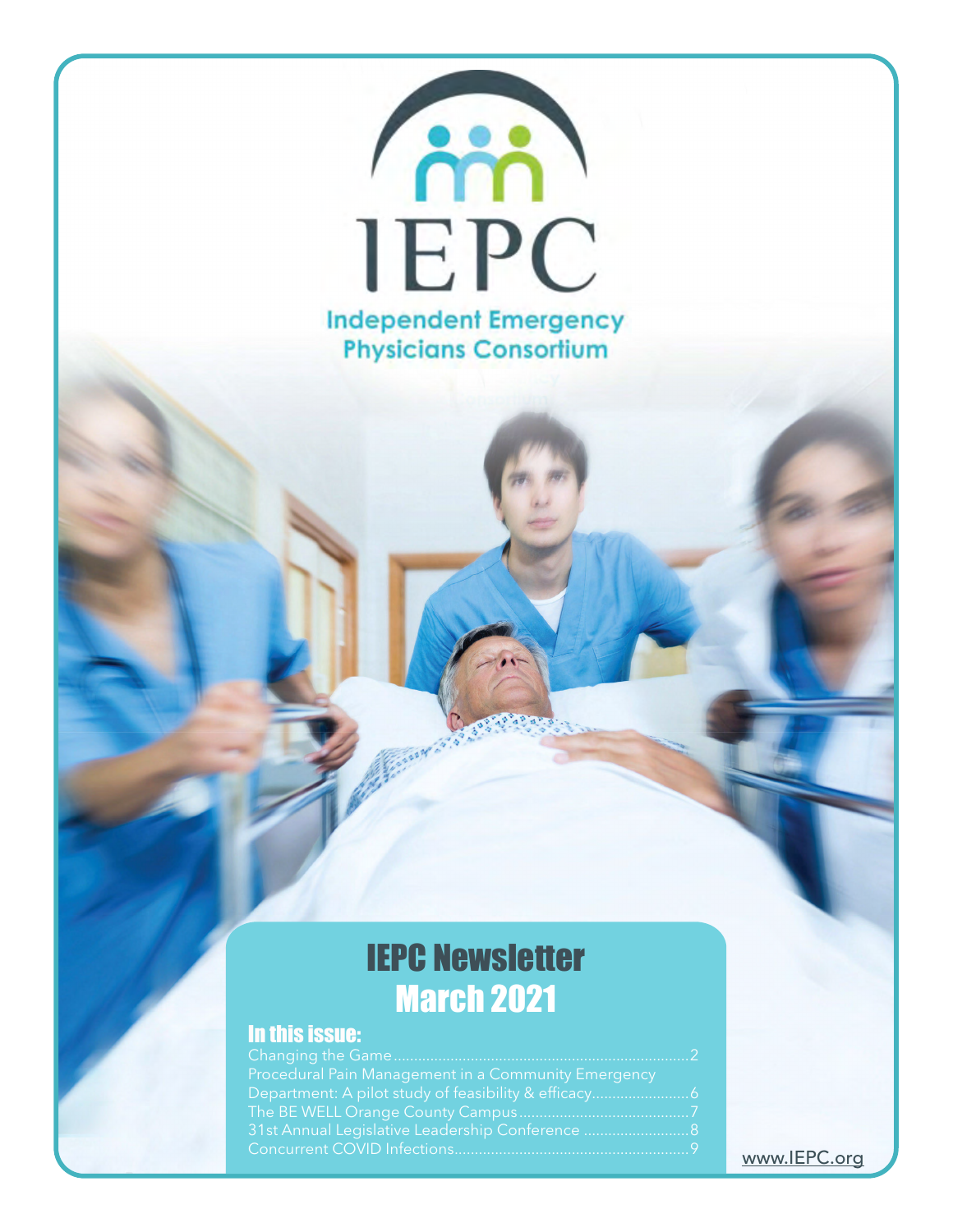# IEPC

**Independent Emergency Physicians Consortium**

## IEPC Newsletter
## March 2021

### In this issue:

- Changing the Game....................2
- Procedural Pain Management in a Community Emergency Department: A pilot study of feasibility & efficacy....................6
- The BE WELL Orange County Campus....................7
- 31st Annual Legislative Leadership Conference....................8
- Concurrent COVID Infections....................9

www.IEPC.org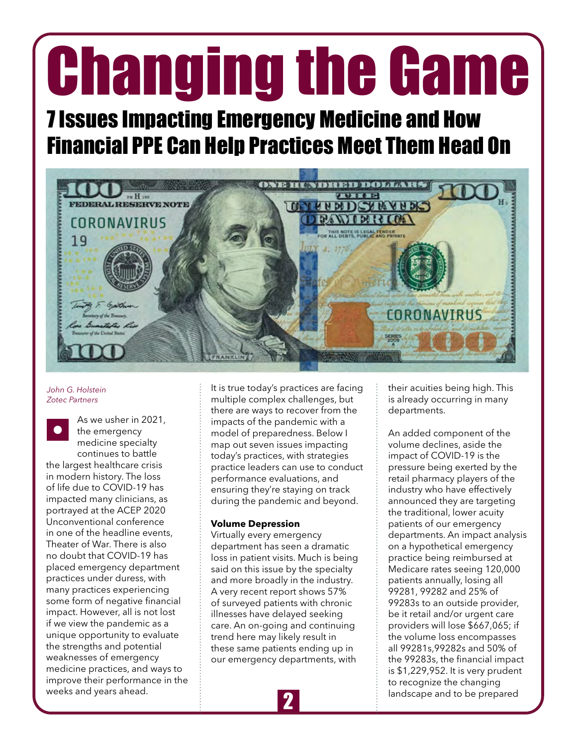# Changing the Game

## 7 Issues Impacting Emergency Medicine and How Financial PPE Can Help Practices Meet Them Head On

*John G. Holstein*
*Zotec Partners*

As we usher in 2021, the emergency medicine specialty continues to battle the largest healthcare crisis in modern history. The loss of life due to COVID-19 has impacted many clinicians, as portrayed at the ACEP 2020 Unconventional conference in one of the headline events, Theater of War. There is also no doubt that COVID-19 has placed emergency department practices under duress, with many practices experiencing some form of negative financial impact. However, all is not lost if we view the pandemic as a unique opportunity to evaluate the strengths and potential weaknesses of emergency medicine practices, and ways to improve their performance in the weeks and years ahead.

It is true today's practices are facing multiple complex challenges, but there are ways to recover from the impacts of the pandemic with a model of preparedness. Below I map out seven issues impacting today's practices, with strategies practice leaders can use to conduct performance evaluations, and ensuring they're staying on track during the pandemic and beyond.

**Volume Depression**

Virtually every emergency department has seen a dramatic loss in patient visits. Much is being said on this issue by the specialty and more broadly in the industry. A very recent report shows 57% of surveyed patients with chronic illnesses have delayed seeking care. An on-going and continuing trend here may likely result in these same patients ending up in our emergency departments, with their acuities being high. This is already occurring in many departments.

An added component of the volume declines, aside the impact of COVID-19 is the pressure being exerted by the retail pharmacy players of the industry who have effectively announced they are targeting the traditional, lower acuity patients of our emergency departments. An impact analysis on a hypothetical emergency practice being reimbursed at Medicare rates seeing 120,000 patients annually, losing all 99281, 99282 and 25% of 99283s to an outside provider, be it retail and/or urgent care providers will lose $667,065; if the volume loss encompasses all 99281s,99282s and 50% of the 99283s, the financial impact is $1,229,952. It is very prudent to recognize the changing landscape and to be prepared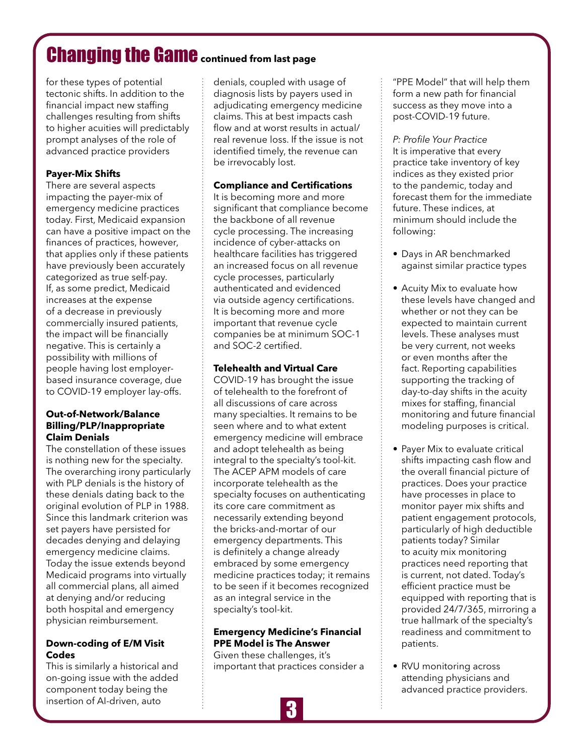# Changing the Game continued from last page

for these types of potential tectonic shifts. In addition to the financial impact new staffing challenges resulting from shifts to higher acuities will predictably prompt analyses of the role of advanced practice providers

**Payer-Mix Shifts**

There are several aspects impacting the payer-mix of emergency medicine practices today. First, Medicaid expansion can have a positive impact on the finances of practices, however, that applies only if these patients have previously been accurately categorized as true self-pay. If, as some predict, Medicaid increases at the expense of a decrease in previously commercially insured patients, the impact will be financially negative. This is certainly a possibility with millions of people having lost employer-based insurance coverage, due to COVID-19 employer lay-offs.

**Out-of-Network/Balance Billing/PLP/Inappropriate Claim Denials**

The constellation of these issues is nothing new for the specialty. The overarching irony particularly with PLP denials is the history of these denials dating back to the original evolution of PLP in 1988. Since this landmark criterion was set payers have persisted for decades denying and delaying emergency medicine claims. Today the issue extends beyond Medicaid programs into virtually all commercial plans, all aimed at denying and/or reducing both hospital and emergency physician reimbursement.

**Down-coding of E/M Visit Codes**

This is similarly a historical and on-going issue with the added component today being the insertion of AI-driven, auto denials, coupled with usage of diagnosis lists by payers used in adjudicating emergency medicine claims. This at best impacts cash flow and at worst results in actual/real revenue loss. If the issue is not identified timely, the revenue can be irrevocably lost.

**Compliance and Certifications**

It is becoming more and more significant that compliance become the backbone of all revenue cycle processing. The increasing incidence of cyber-attacks on healthcare facilities has triggered an increased focus on all revenue cycle processes, particularly authenticated and evidenced via outside agency certifications. It is becoming more and more important that revenue cycle companies be at minimum SOC-1 and SOC-2 certified.

**Telehealth and Virtual Care**

COVID-19 has brought the issue of telehealth to the forefront of all discussions of care across many specialties. It remains to be seen where and to what extent emergency medicine will embrace and adopt telehealth as being integral to the specialty's tool-kit. The ACEP APM models of care incorporate telehealth as the specialty focuses on authenticating its core care commitment as necessarily extending beyond the bricks-and-mortar of our emergency departments. This is definitely a change already embraced by some emergency medicine practices today; it remains to be seen if it becomes recognized as an integral service in the specialty's tool-kit.

**Emergency Medicine's Financial PPE Model is The Answer**

Given these challenges, it's important that practices consider a "PPE Model" that will help them form a new path for financial success as they move into a post-COVID-19 future.

*P: Profile Your Practice*

It is imperative that every practice take inventory of key indices as they existed prior to the pandemic, today and forecast them for the immediate future. These indices, at minimum should include the following:

- Days in AR benchmarked against similar practice types
- Acuity Mix to evaluate how these levels have changed and whether or not they can be expected to maintain current levels. These analyses must be very current, not weeks or even months after the fact. Reporting capabilities supporting the tracking of day-to-day shifts in the acuity mixes for staffing, financial monitoring and future financial modeling purposes is critical.
- Payer Mix to evaluate critical shifts impacting cash flow and the overall financial picture of practices. Does your practice have processes in place to monitor payer mix shifts and patient engagement protocols, particularly of high deductible patients today? Similar to acuity mix monitoring practices need reporting that is current, not dated. Today's efficient practice must be equipped with reporting that is provided 24/7/365, mirroring a true hallmark of the specialty's readiness and commitment to patients.
- RVU monitoring across attending physicians and advanced practice providers.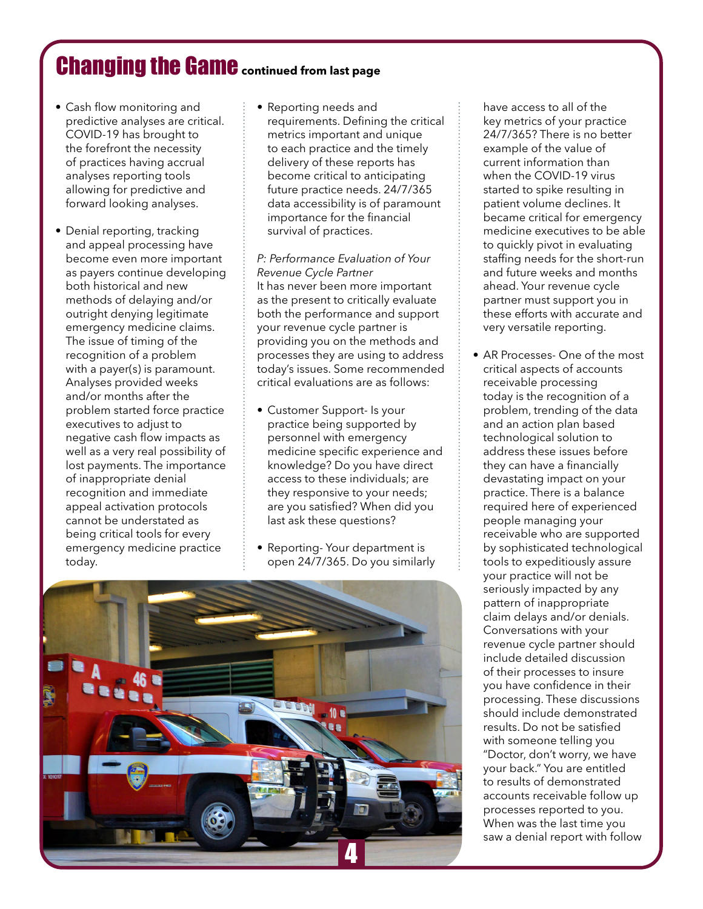# Changing the Game continued from last page

- Cash flow monitoring and predictive analyses are critical. COVID-19 has brought to the forefront the necessity of practices having accrual analyses reporting tools allowing for predictive and forward looking analyses.

- Denial reporting, tracking and appeal processing have become even more important as payers continue developing both historical and new methods of delaying and/or outright denying legitimate emergency medicine claims. The issue of timing of the recognition of a problem with a payer(s) is paramount. Analyses provided weeks and/or months after the problem started force practice executives to adjust to negative cash flow impacts as well as a very real possibility of lost payments. The importance of inappropriate denial recognition and immediate appeal activation protocols cannot be understated as being critical tools for every emergency medicine practice today.

- Reporting needs and requirements. Defining the critical metrics important and unique to each practice and the timely delivery of these reports has become critical to anticipating future practice needs. 24/7/365 data accessibility is of paramount importance for the financial survival of practices.

*P: Performance Evaluation of Your Revenue Cycle Partner*

It has never been more important as the present to critically evaluate both the performance and support your revenue cycle partner is providing you on the methods and processes they are using to address today's issues. Some recommended critical evaluations are as follows:

- Customer Support- Is your practice being supported by personnel with emergency medicine specific experience and knowledge? Do you have direct access to these individuals; are they responsive to your needs; are you satisfied? When did you last ask these questions?

- Reporting- Your department is open 24/7/365. Do you similarly have access to all of the key metrics of your practice 24/7/365? There is no better example of the value of current information than when the COVID-19 virus started to spike resulting in patient volume declines. It became critical for emergency medicine executives to be able to quickly pivot in evaluating staffing needs for the short-run and future weeks and months ahead. Your revenue cycle partner must support you in these efforts with accurate and very versatile reporting.

- AR Processes- One of the most critical aspects of accounts receivable processing today is the recognition of a problem, trending of the data and an action plan based technological solution to address these issues before they can have a financially devastating impact on your practice. There is a balance required here of experienced people managing your receivable who are supported by sophisticated technological tools to expeditiously assure your practice will not be seriously impacted by any pattern of inappropriate claim delays and/or denials. Conversations with your revenue cycle partner should include detailed discussion of their processes to insure you have confidence in their processing. These discussions should include demonstrated results. Do not be satisfied with someone telling you "Doctor, don't worry, we have your back." You are entitled to results of demonstrated accounts receivable follow up processes reported to you. When was the last time you saw a denial report with follow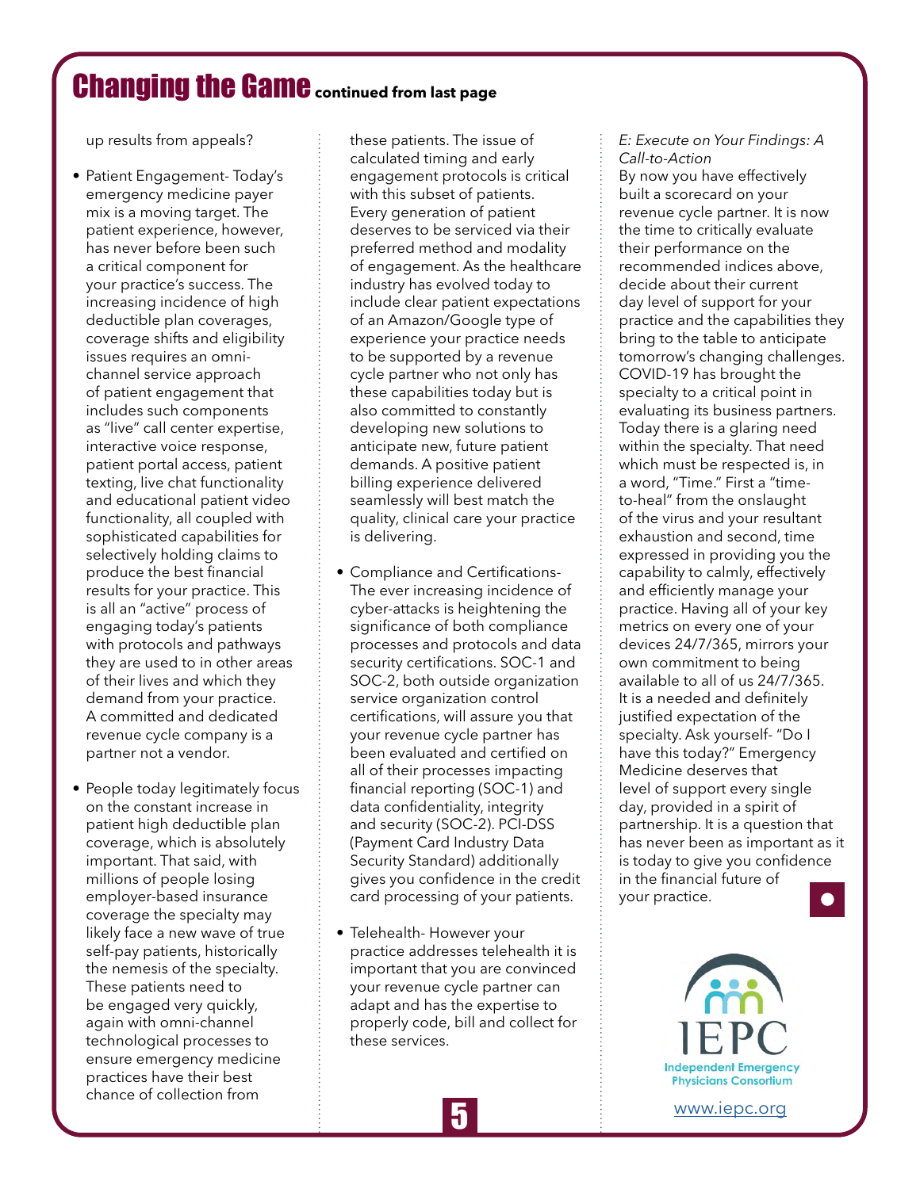# Changing the Game continued from last page

up results from appeals?

- Patient Engagement- Today's emergency medicine payer mix is a moving target. The patient experience, however, has never before been such a critical component for your practice's success. The increasing incidence of high deductible plan coverages, coverage shifts and eligibility issues requires an omni-channel service approach of patient engagement that includes such components as "live" call center expertise, interactive voice response, patient portal access, patient texting, live chat functionality and educational patient video functionality, all coupled with sophisticated capabilities for selectively holding claims to produce the best financial results for your practice. This is all an "active" process of engaging today's patients with protocols and pathways they are used to in other areas of their lives and which they demand from your practice. A committed and dedicated revenue cycle company is a partner not a vendor.

- People today legitimately focus on the constant increase in patient high deductible plan coverage, which is absolutely important. That said, with millions of people losing employer-based insurance coverage the specialty may likely face a new wave of true self-pay patients, historically the nemesis of the specialty. These patients need to be engaged very quickly, again with omni-channel technological processes to ensure emergency medicine practices have their best chance of collection from these patients. The issue of calculated timing and early engagement protocols is critical with this subset of patients. Every generation of patient deserves to be serviced via their preferred method and modality of engagement. As the healthcare industry has evolved today to include clear patient expectations of an Amazon/Google type of experience your practice needs to be supported by a revenue cycle partner who not only has these capabilities today but is also committed to constantly developing new solutions to anticipate new, future patient demands. A positive patient billing experience delivered seamlessly will best match the quality, clinical care your practice is delivering.

- Compliance and Certifications- The ever increasing incidence of cyber-attacks is heightening the significance of both compliance processes and protocols and data security certifications. SOC-1 and SOC-2, both outside organization service organization control certifications, will assure you that your revenue cycle partner has been evaluated and certified on all of their processes impacting financial reporting (SOC-1) and data confidentiality, integrity and security (SOC-2). PCI-DSS (Payment Card Industry Data Security Standard) additionally gives you confidence in the credit card processing of your patients.

- Telehealth- However your practice addresses telehealth it is important that you are convinced your revenue cycle partner can adapt and has the expertise to properly code, bill and collect for these services.

*E: Execute on Your Findings: A Call-to-Action*

By now you have effectively built a scorecard on your revenue cycle partner. It is now the time to critically evaluate their performance on the recommended indices above, decide about their current day level of support for your practice and the capabilities they bring to the table to anticipate tomorrow's changing challenges. COVID-19 has brought the specialty to a critical point in evaluating its business partners. Today there is a glaring need within the specialty. That need which must be respected is, in a word, "Time." First a "time-to-heal" from the onslaught of the virus and your resultant exhaustion and second, time expressed in providing you the capability to calmly, effectively and efficiently manage your practice. Having all of your key metrics on every one of your devices 24/7/365, mirrors your own commitment to being available to all of us 24/7/365. It is a needed and definitely justified expectation of the specialty. Ask yourself- "Do I have this today?" Emergency Medicine deserves that level of support every single day, provided in a spirit of partnership. It is a question that has never been as important as it is today to give you confidence in the financial future of your practice.

IEPC
Independent Emergency Physicians Consortium
www.iepc.org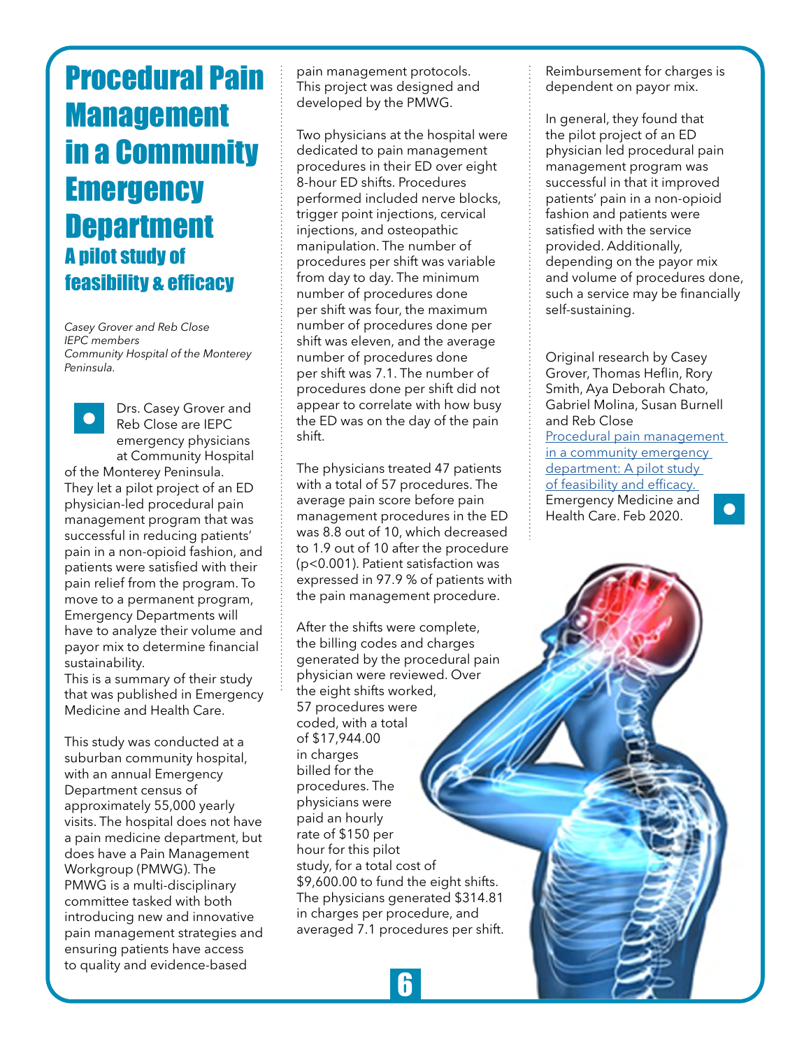# Procedural Pain Management in a Community Emergency Department

## A pilot study of feasibility & efficacy

*Casey Grover and Reb Close*
*IEPC members*
*Community Hospital of the Monterey Peninsula.*

Drs. Casey Grover and Reb Close are IEPC emergency physicians at Community Hospital of the Monterey Peninsula. They let a pilot project of an ED physician-led procedural pain management program that was successful in reducing patients' pain in a non-opioid fashion, and patients were satisfied with their pain relief from the program. To move to a permanent program, Emergency Departments will have to analyze their volume and payor mix to determine financial sustainability.
This is a summary of their study that was published in Emergency Medicine and Health Care.

This study was conducted at a suburban community hospital, with an annual Emergency Department census of approximately 55,000 yearly visits. The hospital does not have a pain medicine department, but does have a Pain Management Workgroup (PMWG). The PMWG is a multi-disciplinary committee tasked with both introducing new and innovative pain management strategies and ensuring patients have access to quality and evidence-based pain management protocols. This project was designed and developed by the PMWG.

Two physicians at the hospital were dedicated to pain management procedures in their ED over eight 8-hour ED shifts. Procedures performed included nerve blocks, trigger point injections, cervical injections, and osteopathic manipulation. The number of procedures per shift was variable from day to day. The minimum number of procedures done per shift was four, the maximum number of procedures done per shift was eleven, and the average number of procedures done per shift was 7.1. The number of procedures done per shift did not appear to correlate with how busy the ED was on the day of the pain shift.

The physicians treated 47 patients with a total of 57 procedures. The average pain score before pain management procedures in the ED was 8.8 out of 10, which decreased to 1.9 out of 10 after the procedure ($p<0.001$). Patient satisfaction was expressed in 97.9 % of patients with the pain management procedure.

After the shifts were complete, the billing codes and charges generated by the procedural pain physician were reviewed. Over the eight shifts worked, 57 procedures were coded, with a total of $17,944.00 in charges billed for the procedures. The physicians were paid an hourly rate of $150 per hour for this pilot study, for a total cost of $9,600.00 to fund the eight shifts. The physicians generated $314.81 in charges per procedure, and averaged 7.1 procedures per shift. Reimbursement for charges is dependent on payor mix.

In general, they found that the pilot project of an ED physician led procedural pain management program was successful in that it improved patients' pain in a non-opioid fashion and patients were satisfied with the service provided. Additionally, depending on the payor mix and volume of procedures done, such a service may be financially self-sustaining.

Original research by Casey Grover, Thomas Heflin, Rory Smith, Aya Deborah Chato, Gabriel Molina, Susan Burnell and Reb Close
[Procedural pain management in a community emergency department: A pilot study of feasibility and efficacy.](#)
Emergency Medicine and Health Care. Feb 2020.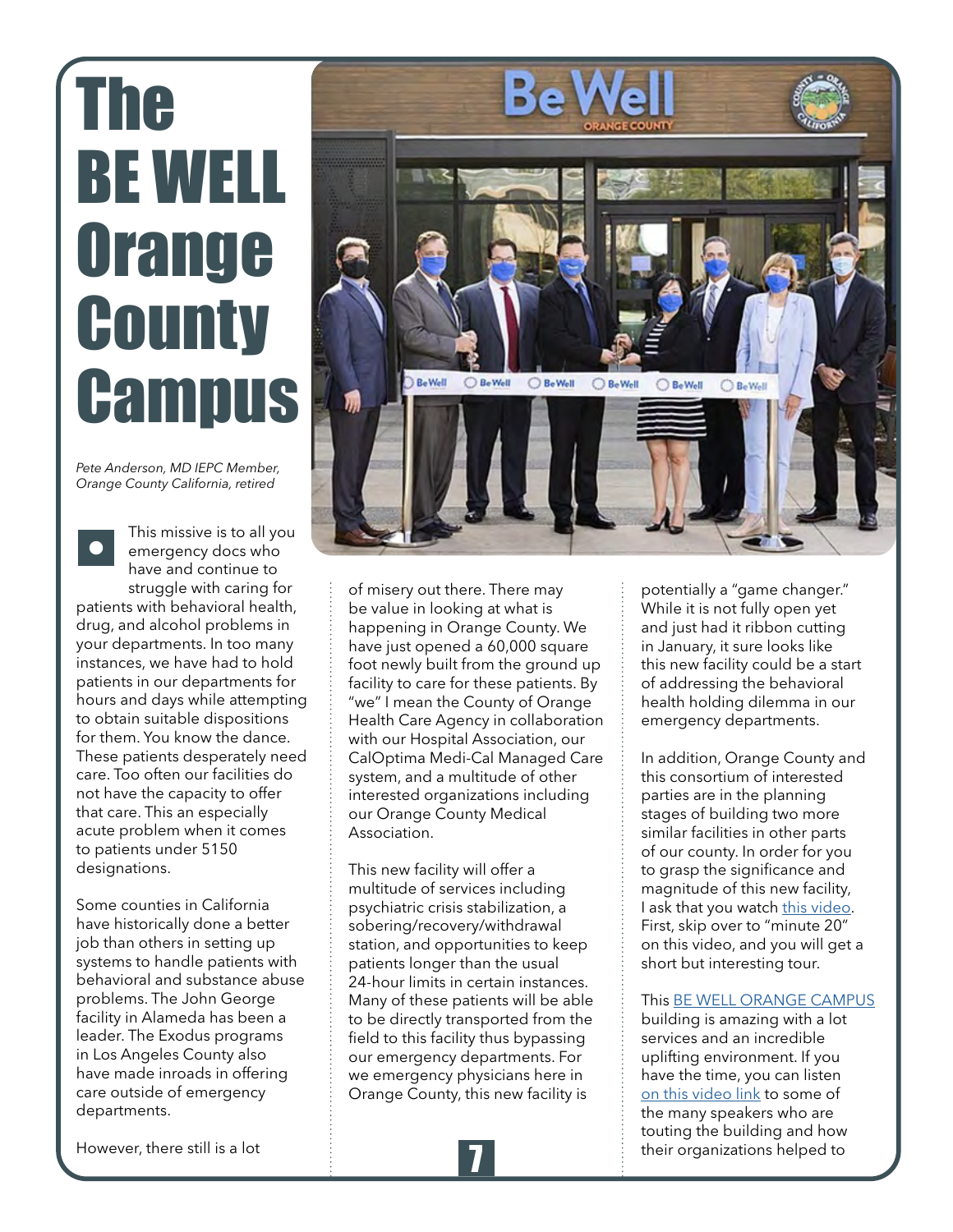# The BE WELL Orange County Campus

*Pete Anderson, MD IEPC Member, Orange County California, retired*

This missive is to all you emergency docs who have and continue to struggle with caring for patients with behavioral health, drug, and alcohol problems in your departments. In too many instances, we have had to hold patients in our departments for hours and days while attempting to obtain suitable dispositions for them. You know the dance. These patients desperately need care. Too often our facilities do not have the capacity to offer that care. This an especially acute problem when it comes to patients under 5150 designations.

Some counties in California have historically done a better job than others in setting up systems to handle patients with behavioral and substance abuse problems. The John George facility in Alameda has been a leader. The Exodus programs in Los Angeles County also have made inroads in offering care outside of emergency departments.

However, there still is a lot of misery out there. There may be value in looking at what is happening in Orange County. We have just opened a 60,000 square foot newly built from the ground up facility to care for these patients. By "we" I mean the County of Orange Health Care Agency in collaboration with our Hospital Association, our CalOptima Medi-Cal Managed Care system, and a multitude of other interested organizations including our Orange County Medical Association.

This new facility will offer a multitude of services including psychiatric crisis stabilization, a sobering/recovery/withdrawal station, and opportunities to keep patients longer than the usual 24-hour limits in certain instances. Many of these patients will be able to be directly transported from the field to this facility thus bypassing our emergency departments. For we emergency physicians here in Orange County, this new facility is potentially a "game changer." While it is not fully open yet and just had it ribbon cutting in January, it sure looks like this new facility could be a start of addressing the behavioral health holding dilemma in our emergency departments.

In addition, Orange County and this consortium of interested parties are in the planning stages of building two more similar facilities in other parts of our county. In order for you to grasp the significance and magnitude of this new facility, I ask that you watch this video. First, skip over to "minute 20" on this video, and you will get a short but interesting tour.

This BE WELL ORANGE CAMPUS building is amazing with a lot services and an incredible uplifting environment. If you have the time, you can listen on this video link to some of the many speakers who are touting the building and how their organizations helped to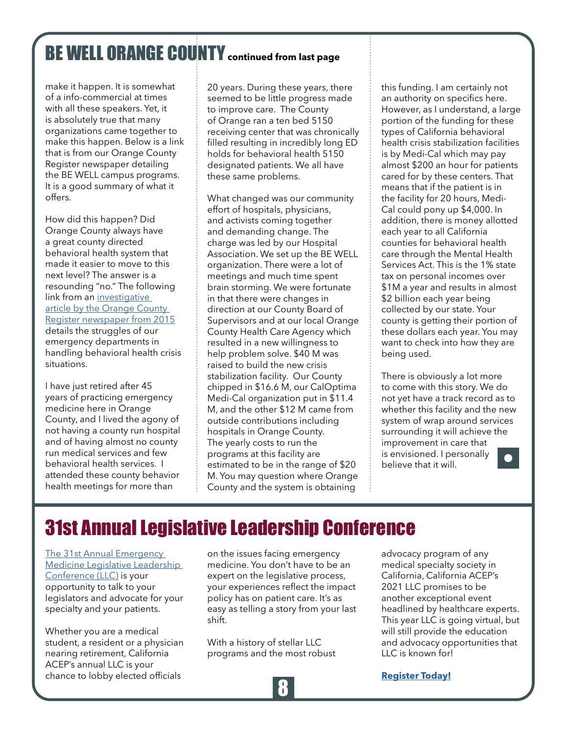# BE WELL ORANGE COUNTY continued from last page

make it happen. It is somewhat of a info-commercial at times with all these speakers. Yet, it is absolutely true that many organizations came together to make this happen. Below is a link that is from our Orange County Register newspaper detailing the BE WELL campus programs. It is a good summary of what it offers.

How did this happen? Did Orange County always have a great county directed behavioral health system that made it easier to move to this next level? The answer is a resounding "no." The following link from an investigative article by the Orange County Register newspaper from 2015 details the struggles of our emergency departments in handling behavioral health crisis situations.

I have just retired after 45 years of practicing emergency medicine here in Orange County, and I lived the agony of not having a county run hospital and of having almost no county run medical services and few behavioral health services. I attended these county behavior health meetings for more than 20 years. During these years, there seemed to be little progress made to improve care. The County of Orange ran a ten bed 5150 receiving center that was chronically filled resulting in incredibly long ED holds for behavioral health 5150 designated patients. We all have these same problems.

What changed was our community effort of hospitals, physicians, and activists coming together and demanding change. The charge was led by our Hospital Association. We set up the BE WELL organization. There were a lot of meetings and much time spent brain storming. We were fortunate in that there were changes in direction at our County Board of Supervisors and at our local Orange County Health Care Agency which resulted in a new willingness to help problem solve. $40 M was raised to build the new crisis stabilization facility. Our County chipped in $16.6 M, our CalOptima Medi-Cal organization put in $11.4 M, and the other $12 M came from outside contributions including hospitals in Orange County. The yearly costs to run the programs at this facility are estimated to be in the range of $20 M. You may question where Orange County and the system is obtaining this funding. I am certainly not an authority on specifics here. However, as I understand, a large portion of the funding for these types of California behavioral health crisis stabilization facilities is by Medi-Cal which may pay almost $200 an hour for patients cared for by these centers. That means that if the patient is in the facility for 20 hours, Medi-Cal could pony up $4,000. In addition, there is money allotted each year to all California counties for behavioral health care through the Mental Health Services Act. This is the 1% state tax on personal incomes over $1M a year and results in almost $2 billion each year being collected by our state. Your county is getting their portion of these dollars each year. You may want to check into how they are being used.

There is obviously a lot more to come with this story. We do not yet have a track record as to whether this facility and the new system of wrap around services surrounding it will achieve the improvement in care that is envisioned. I personally believe that it will.

# 31st Annual Legislative Leadership Conference

The 31st Annual Emergency Medicine Legislative Leadership Conference (LLC) is your opportunity to talk to your legislators and advocate for your specialty and your patients.

Whether you are a medical student, a resident or a physician nearing retirement, California ACEP's annual LLC is your chance to lobby elected officials on the issues facing emergency medicine. You don't have to be an expert on the legislative process, your experiences reflect the impact policy has on patient care. It's as easy as telling a story from your last shift.

With a history of stellar LLC programs and the most robust advocacy program of any medical specialty society in California, California ACEP's 2021 LLC promises to be another exceptional event headlined by healthcare experts. This year LLC is going virtual, but will still provide the education and advocacy opportunities that LLC is known for!

**Register Today!**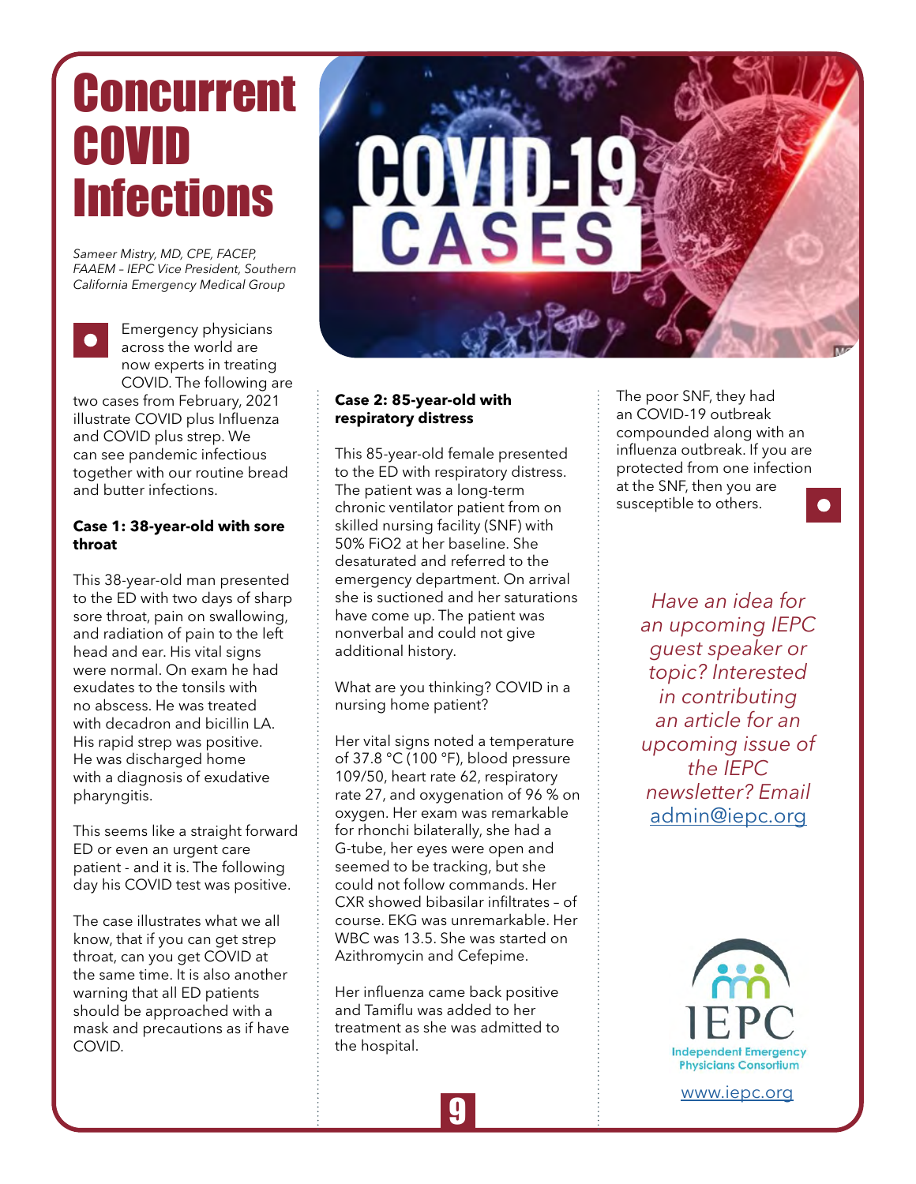# Concurrent COVID Infections

*Sameer Mistry, MD, CPE, FACEP, FAAEM – IEPC Vice President, Southern California Emergency Medical Group*

Emergency physicians across the world are now experts in treating COVID. The following are two cases from February, 2021 illustrate COVID plus Influenza and COVID plus strep. We can see pandemic infectious together with our routine bread and butter infections.

**Case 1: 38-year-old with sore throat**

This 38-year-old man presented to the ED with two days of sharp sore throat, pain on swallowing, and radiation of pain to the left head and ear. His vital signs were normal. On exam he had exudates to the tonsils with no abscess. He was treated with decadron and bicillin LA. His rapid strep was positive. He was discharged home with a diagnosis of exudative pharyngitis.

This seems like a straight forward ED or even an urgent care patient - and it is. The following day his COVID test was positive.

The case illustrates what we all know, that if you can get strep throat, can you get COVID at the same time. It is also another warning that all ED patients should be approached with a mask and precautions as if have COVID.

**Case 2: 85-year-old with respiratory distress**

This 85-year-old female presented to the ED with respiratory distress. The patient was a long-term chronic ventilator patient from on skilled nursing facility (SNF) with 50% FiO2 at her baseline. She desaturated and referred to the emergency department. On arrival she is suctioned and her saturations have come up. The patient was nonverbal and could not give additional history.

What are you thinking? COVID in a nursing home patient?

Her vital signs noted a temperature of 37.8 °C (100 °F), blood pressure 109/50, heart rate 62, respiratory rate 27, and oxygenation of 96 % on oxygen. Her exam was remarkable for rhonchi bilaterally, she had a G-tube, her eyes were open and seemed to be tracking, but she could not follow commands. Her CXR showed bibasilar infiltrates – of course. EKG was unremarkable. Her WBC was 13.5. She was started on Azithromycin and Cefepime.

Her influenza came back positive and Tamiflu was added to her treatment as she was admitted to the hospital.

The poor SNF, they had an COVID-19 outbreak compounded along with an influenza outbreak. If you are protected from one infection at the SNF, then you are susceptible to others.

*Have an idea for an upcoming IEPC guest speaker or topic? Interested in contributing an article for an upcoming issue of the IEPC newsletter? Email admin@iepc.org*

IEPC
Independent Emergency Physicians Consortium

www.iepc.org